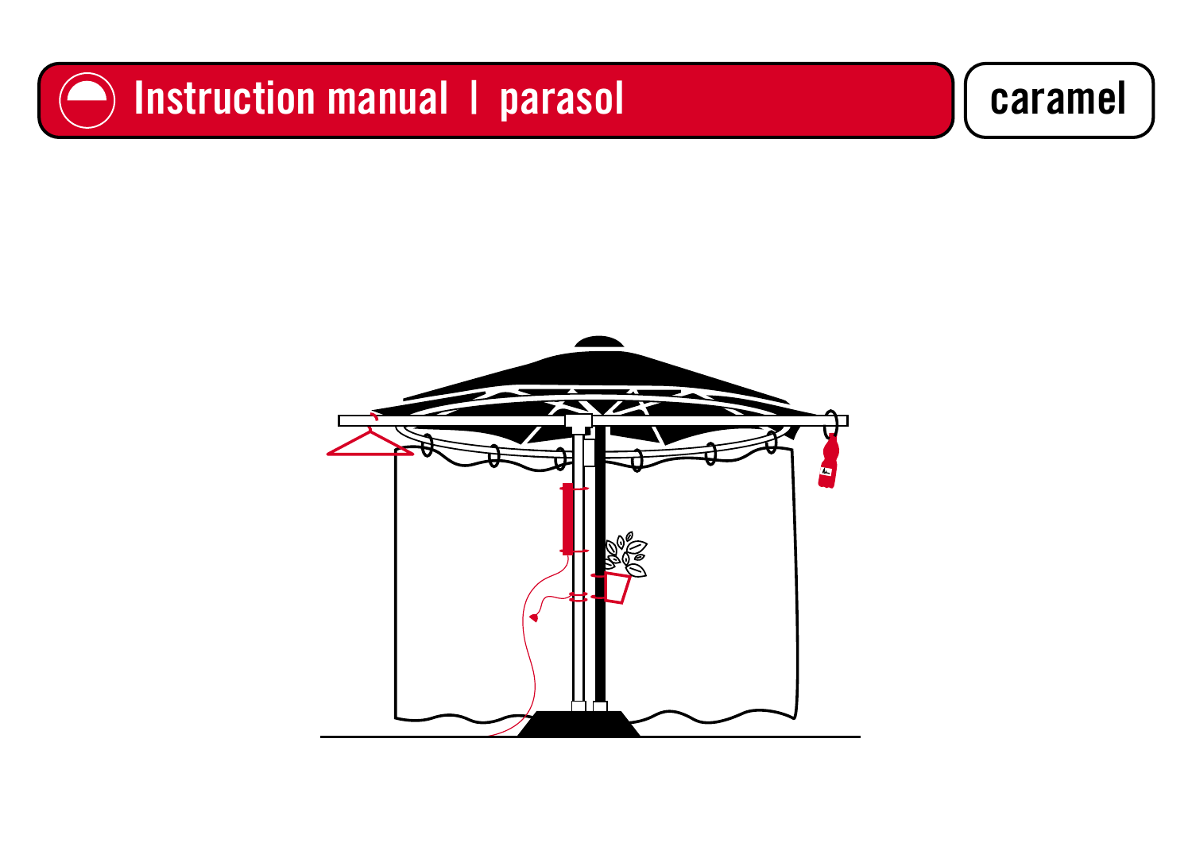# Instruction manual | parasol

caramel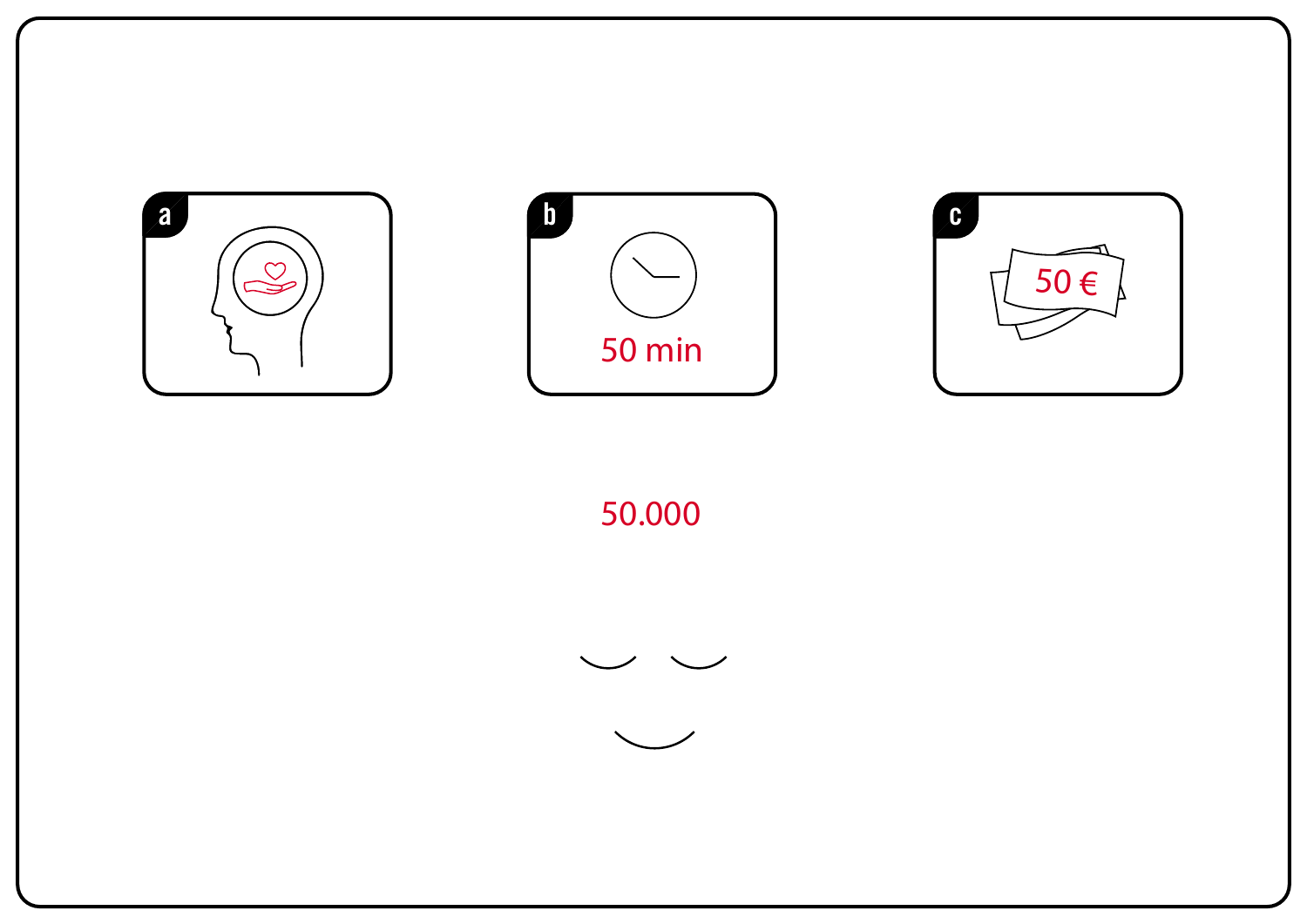a

b

50 min

c

50 €

50.000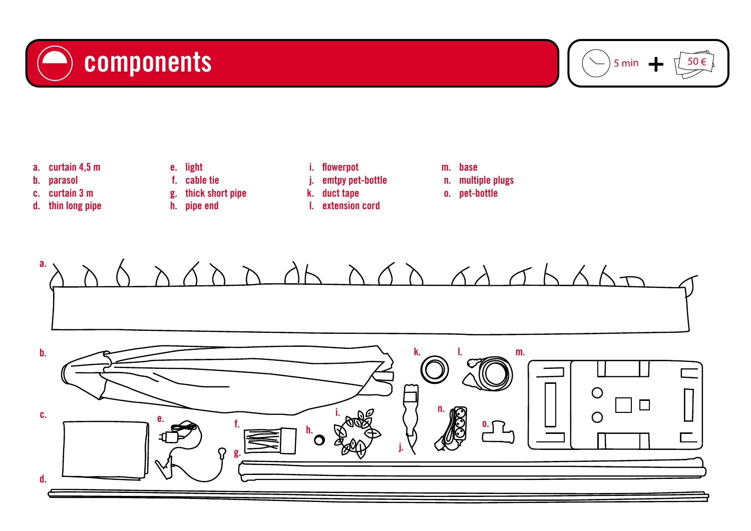# components

5 min + 50 €

a. curtain 4,5 m
b. parasol
c. curtain 3 m
d. thin long pipe
e. light
f. cable tie
g. thick short pipe
h. pipe end
i. flowerpot
j. emtpy pet-bottle
k. duct tape
l. extension cord
m. base
n. multiple plugs
o. pet-bottle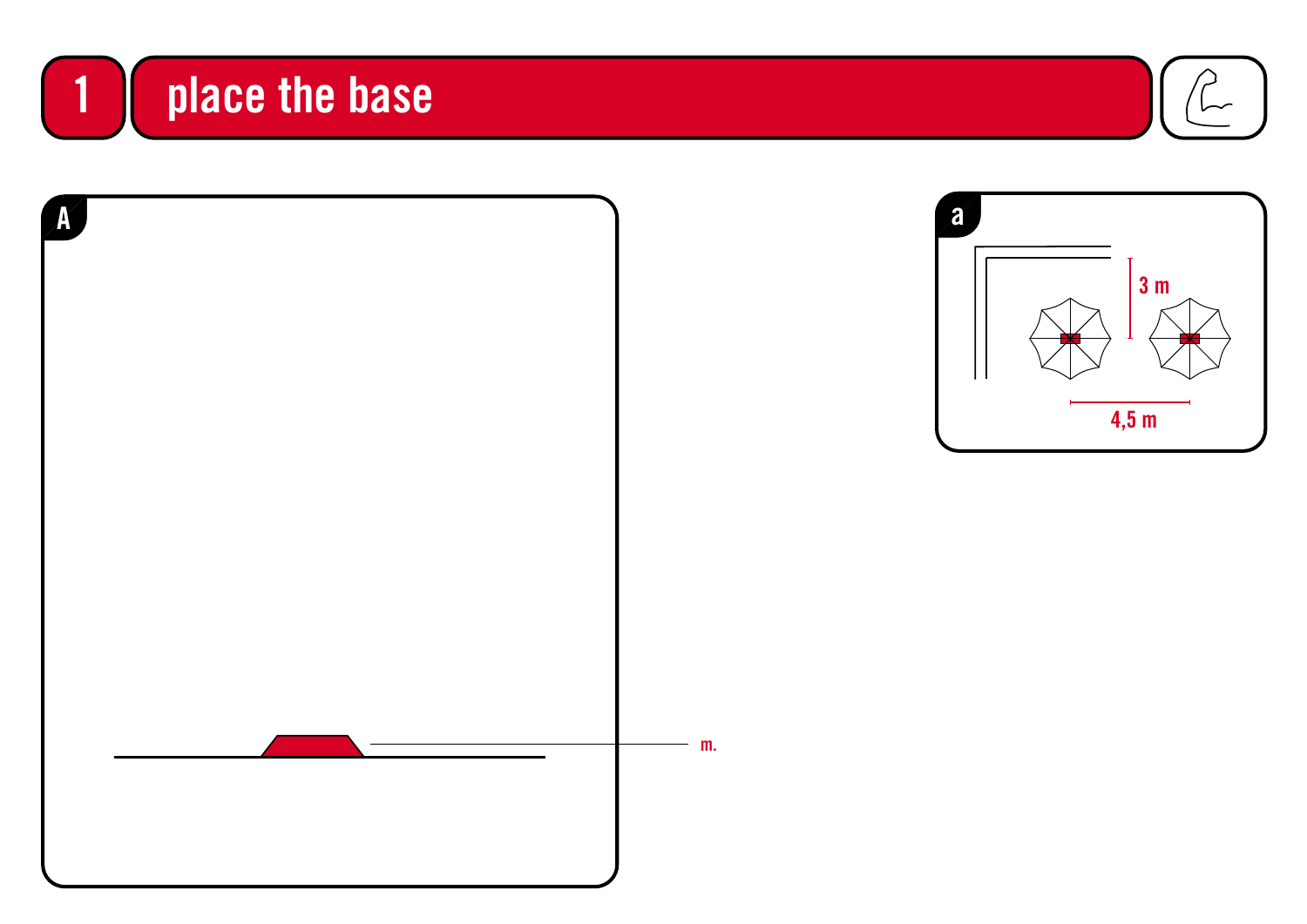# 1 place the base

A

m.

a

3 m

4,5 m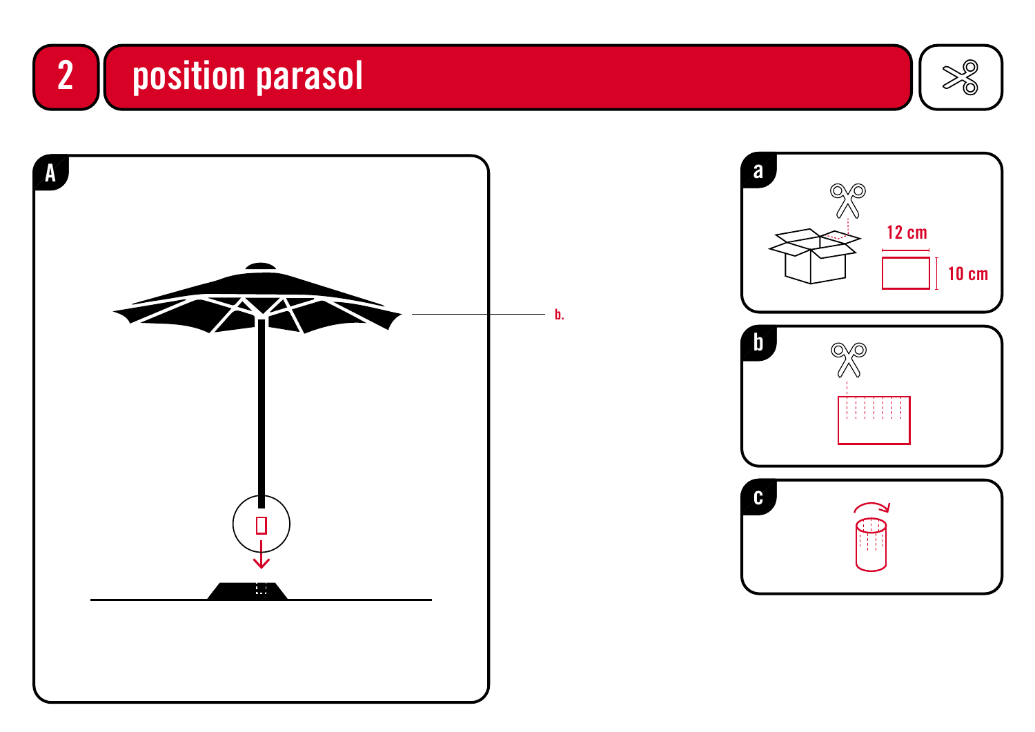# 2 position parasol

A

b.

a

12 cm

10 cm

b

c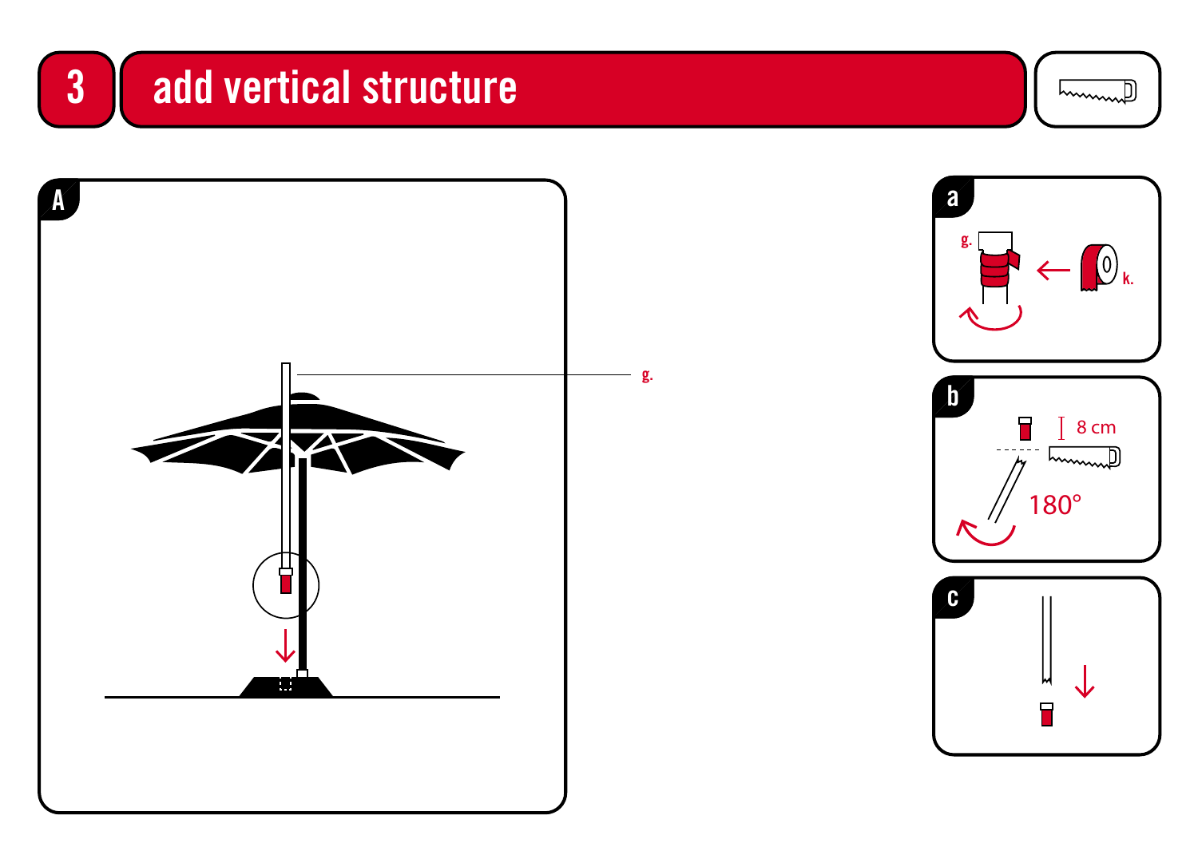# 3 add vertical structure

**A**

g.

**a**

g.

k.

**b**

8 cm

180°

**c**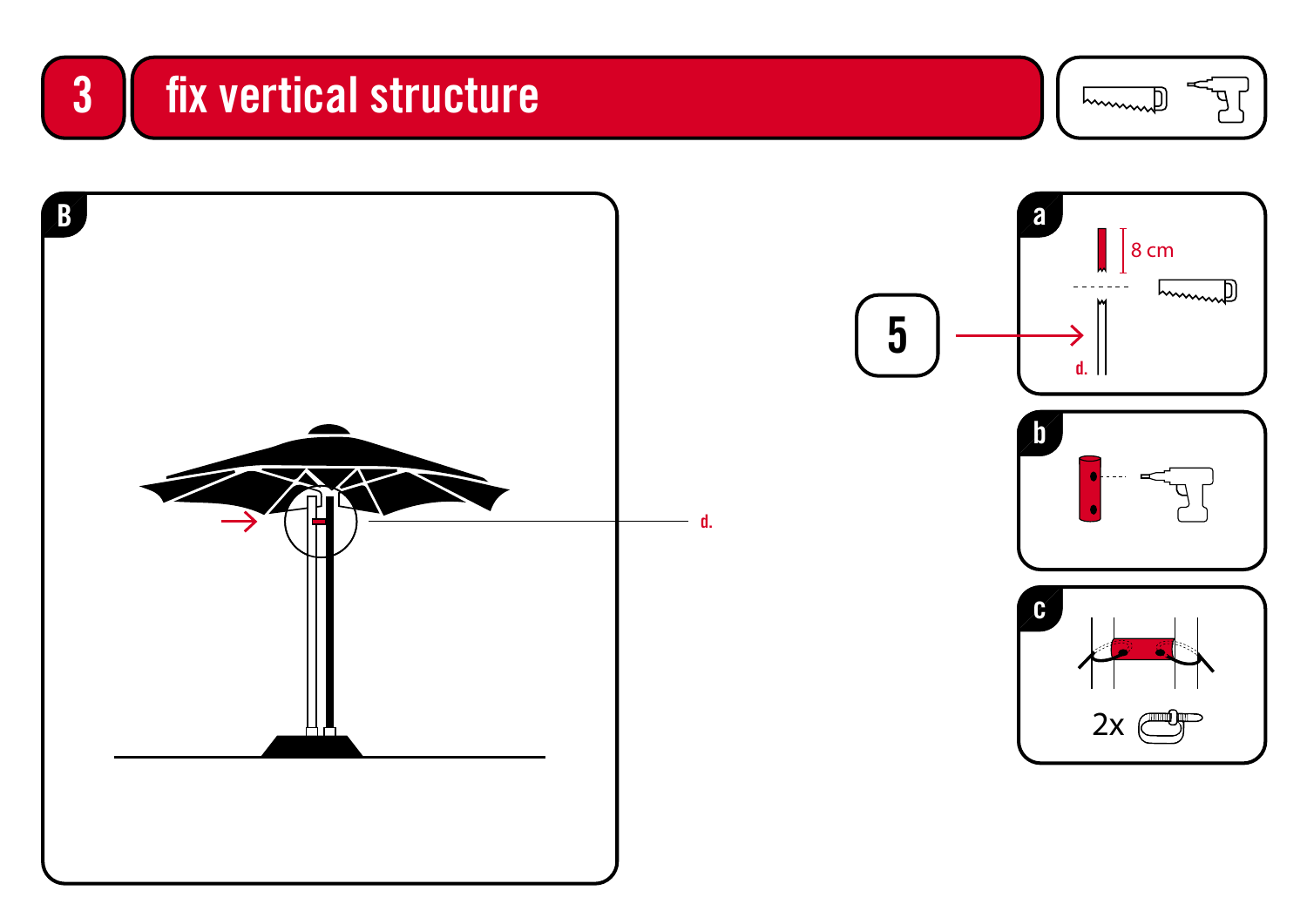# 3 fix vertical structure

**B**

d.

**5**

**a**

8 cm

d.

**b**

**c**

2x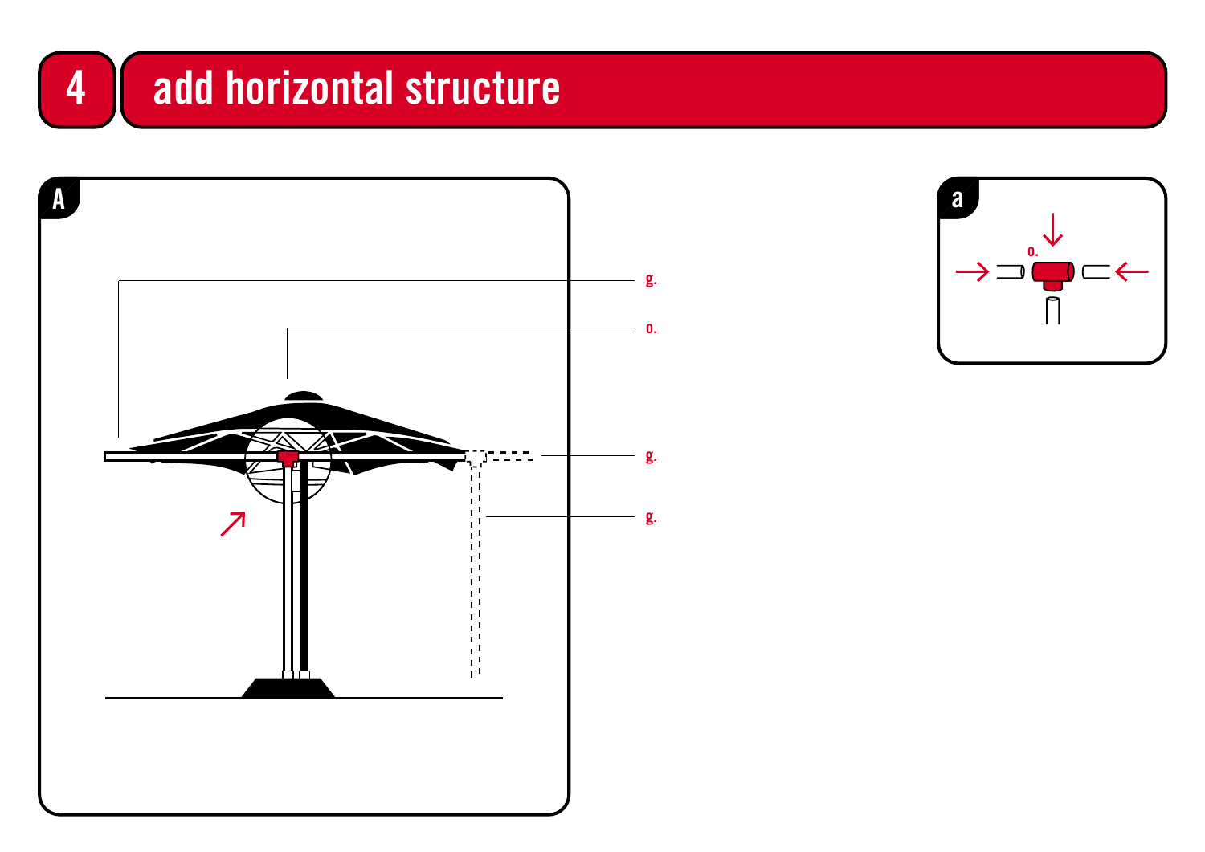# 4 add horizontal structure

A

g.

o.

g.

g.

a

o.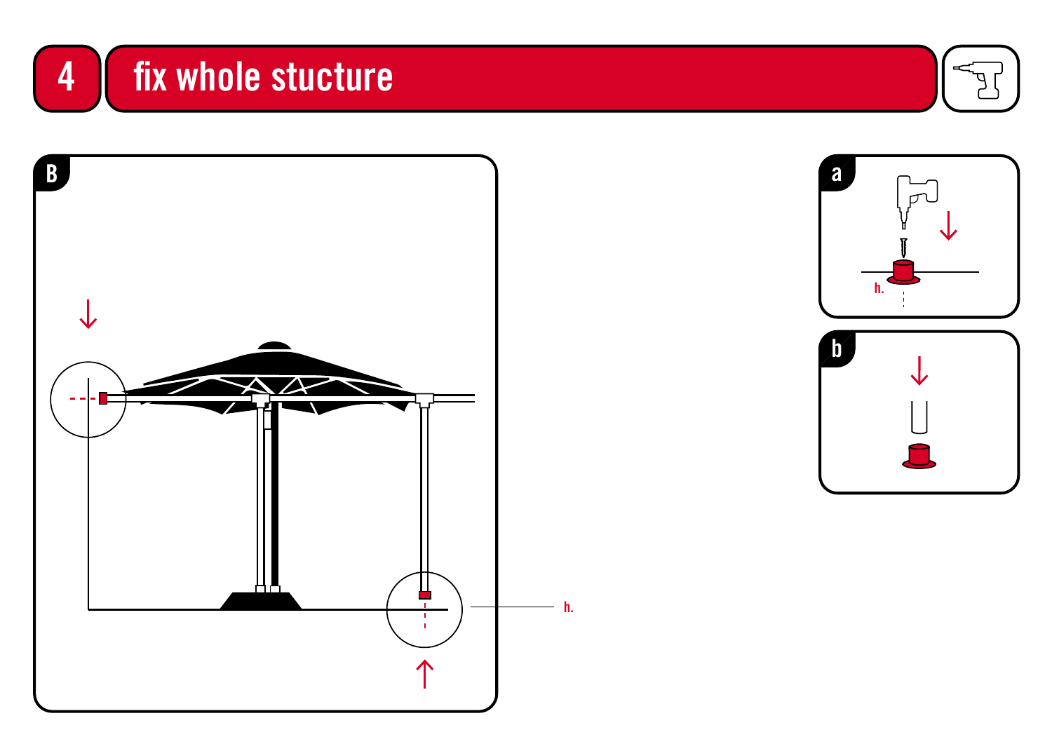# 4 fix whole stucture

B

h.

a

h.

b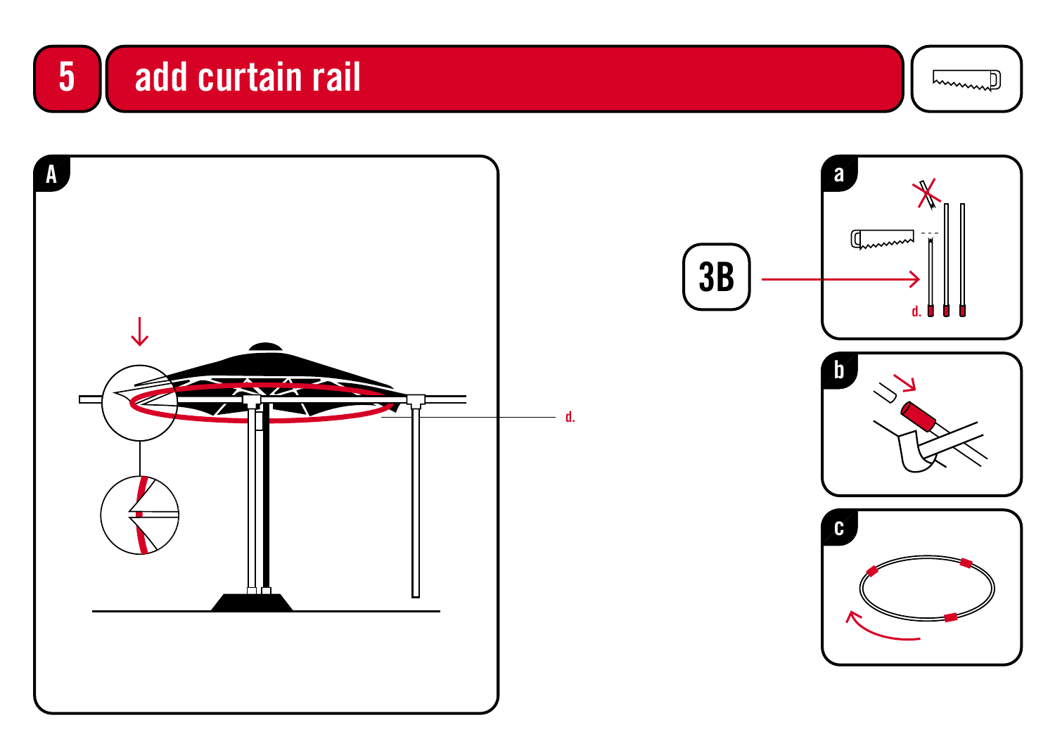# 5 add curtain rail

A

d.

3B

a

d.

b

c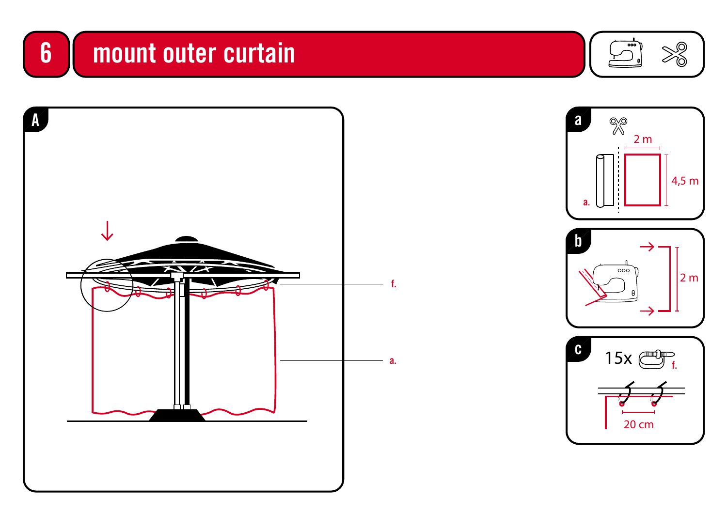# 6 mount outer curtain

**A**

f.

a.

**a**

a.

2 m

4,5 m

**b**

2 m

**c**

15x f.

20 cm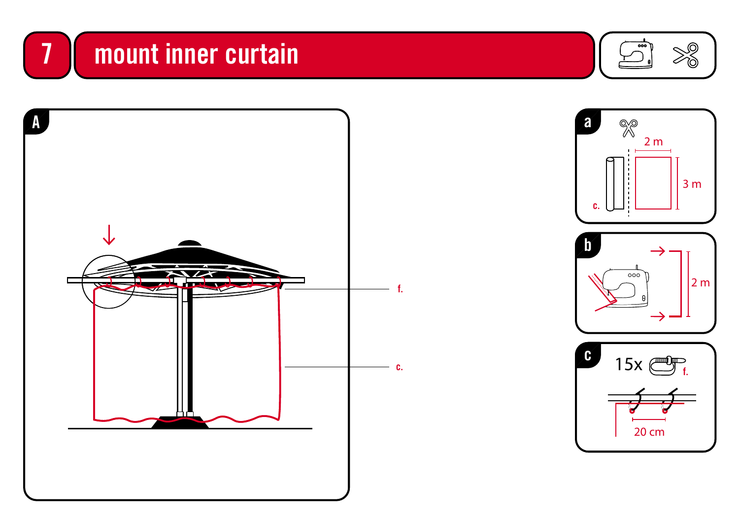# 7 mount inner curtain

**A**

f.

c.

**a**

c.

2 m

3 m

**b**

2 m

**c**

15x f.

20 cm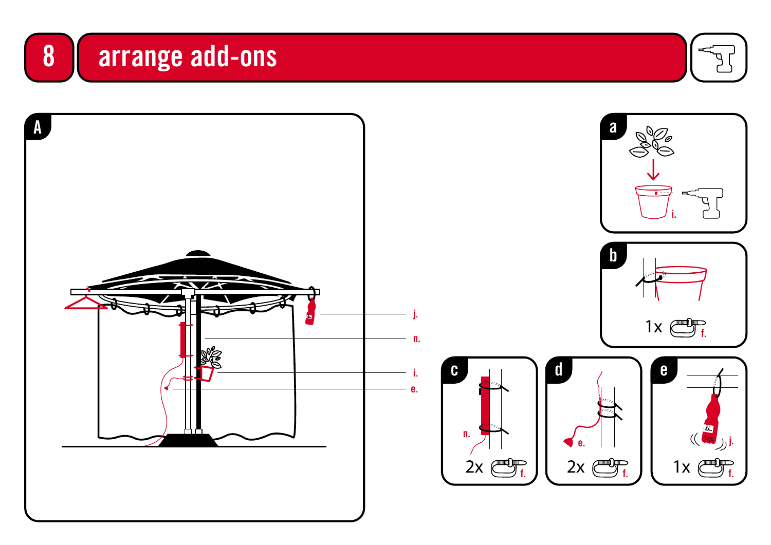# 8 arrange add-ons

**A**

j.

n.

i.

e.

**a**

i.

**b**

1x f.

**c**

n.

2x f.

**d**

e.

2x f.

**e**

j.

1x f.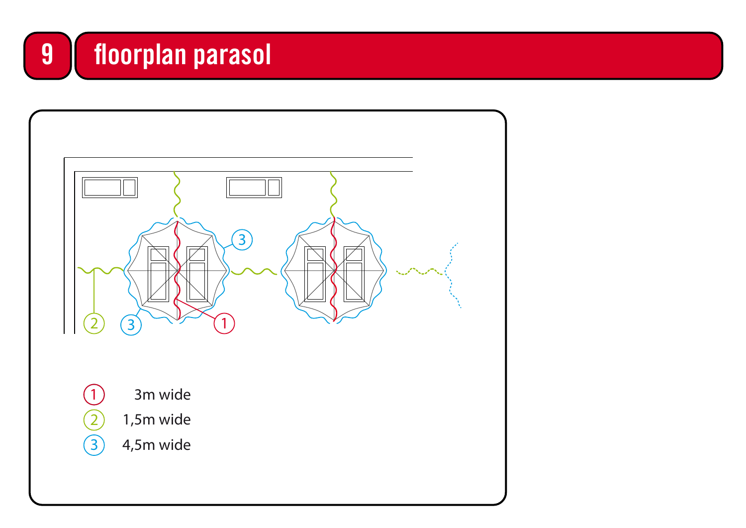# 9 floorplan parasol

1. 3m wide
2. 1,5m wide
3. 4,5m wide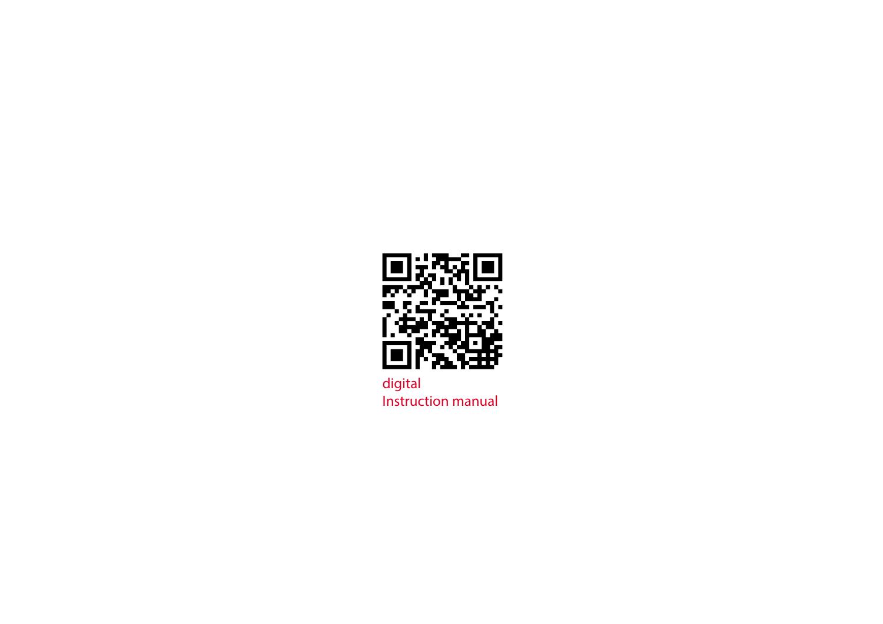digital
Instruction manual